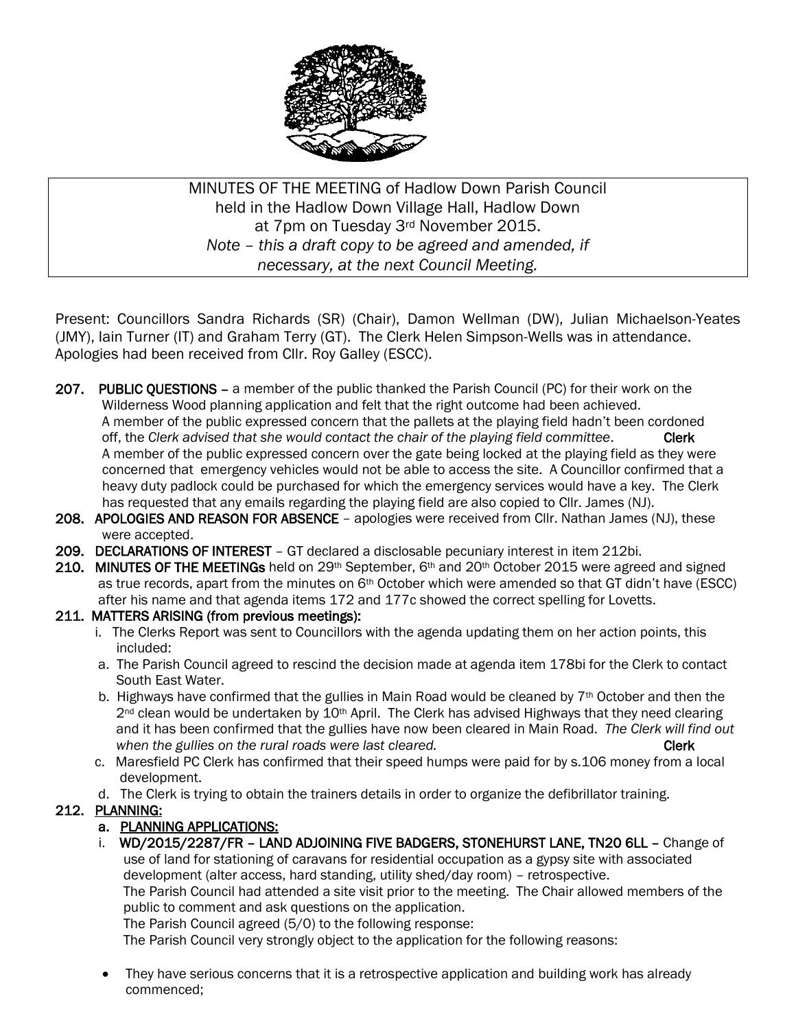MINUTES OF THE MEETING of Hadlow Down Parish Council
held in the Hadlow Down Village Hall, Hadlow Down
at 7pm on Tuesday 3rd November 2015.
*Note – this a draft copy to be agreed and amended, if necessary, at the next Council Meeting.*

Present: Councillors Sandra Richards (SR) (Chair), Damon Wellman (DW), Julian Michaelson-Yeates (JMY), Iain Turner (IT) and Graham Terry (GT). The Clerk Helen Simpson-Wells was in attendance. Apologies had been received from Cllr. Roy Galley (ESCC).

**207. PUBLIC QUESTIONS** – a member of the public thanked the Parish Council (PC) for their work on the Wilderness Wood planning application and felt that the right outcome had been achieved.
A member of the public expressed concern that the pallets at the playing field hadn't been cordoned off, the *Clerk advised that she would contact the chair of the playing field committee*. **Clerk**
A member of the public expressed concern over the gate being locked at the playing field as they were concerned that emergency vehicles would not be able to access the site. A Councillor confirmed that a heavy duty padlock could be purchased for which the emergency services would have a key. The Clerk has requested that any emails regarding the playing field are also copied to Cllr. James (NJ).

**208. APOLOGIES AND REASON FOR ABSENCE** – apologies were received from Cllr. Nathan James (NJ), these were accepted.

**209. DECLARATIONS OF INTEREST** – GT declared a disclosable pecuniary interest in item 212bi.

**210. MINUTES OF THE MEETINGs** held on 29th September, 6th and 20th October 2015 were agreed and signed as true records, apart from the minutes on 6th October which were amended so that GT didn't have (ESCC) after his name and that agenda items 172 and 177c showed the correct spelling for Lovetts.

**211. MATTERS ARISING (from previous meetings):**

i. The Clerks Report was sent to Councillors with the agenda updating them on her action points, this included:

a. The Parish Council agreed to rescind the decision made at agenda item 178bi for the Clerk to contact South East Water.

b. Highways have confirmed that the gullies in Main Road would be cleaned by 7th October and then the 2nd clean would be undertaken by 10th April. The Clerk has advised Highways that they need clearing and it has been confirmed that the gullies have now been cleared in Main Road. *The Clerk will find out when the gullies on the rural roads were last cleared.* **Clerk**

c. Maresfield PC Clerk has confirmed that their speed humps were paid for by s.106 money from a local development.

d. The Clerk is trying to obtain the trainers details in order to organize the defibrillator training.

**212. PLANNING:**

**a. PLANNING APPLICATIONS:**

i. **WD/2015/2287/FR – LAND ADJOINING FIVE BADGERS, STONEHURST LANE, TN20 6LL** – Change of use of land for stationing of caravans for residential occupation as a gypsy site with associated development (alter access, hard standing, utility shed/day room) – retrospective.
The Parish Council had attended a site visit prior to the meeting. The Chair allowed members of the public to comment and ask questions on the application.
The Parish Council agreed (5/0) to the following response:
The Parish Council very strongly object to the application for the following reasons:

- They have serious concerns that it is a retrospective application and building work has already commenced;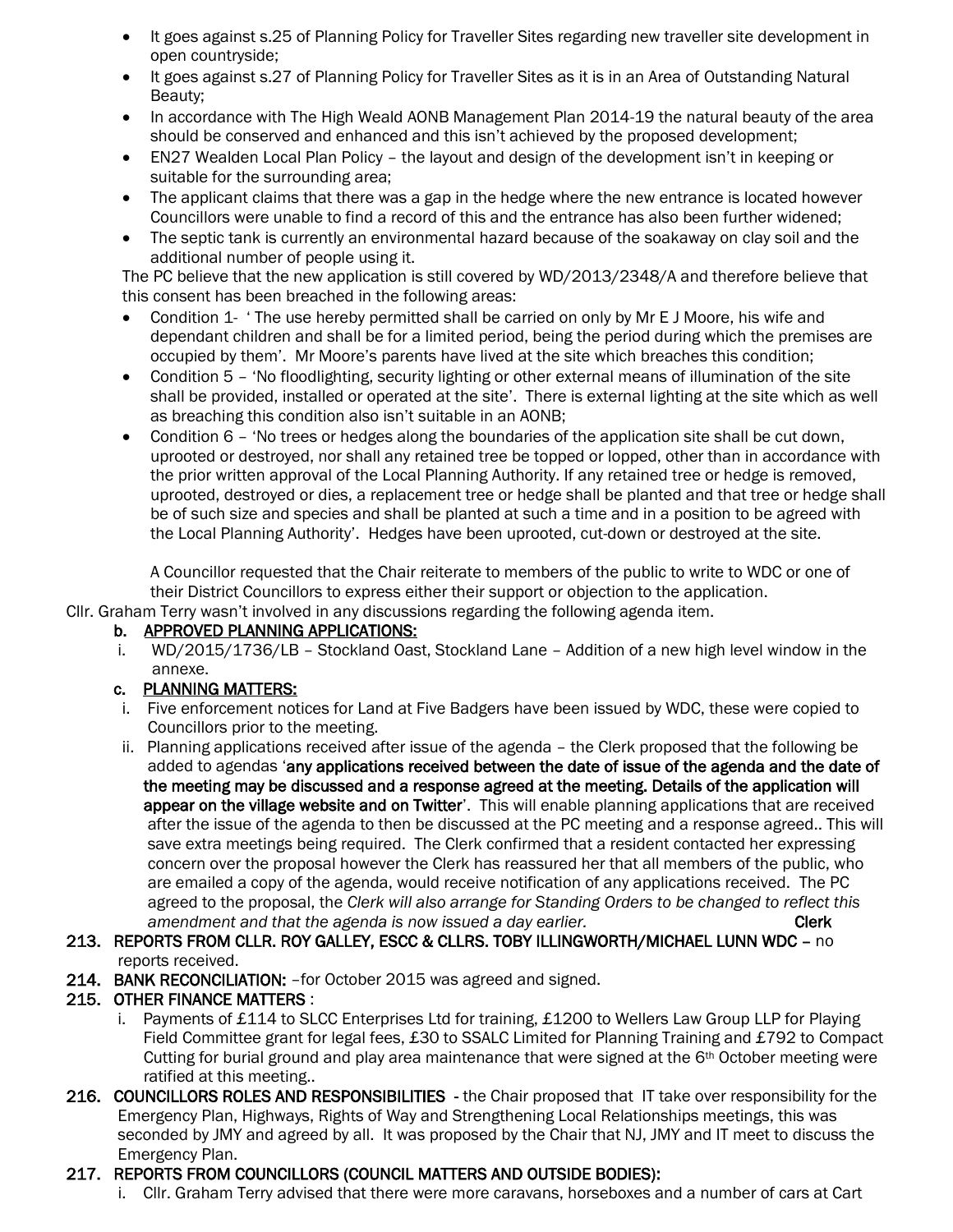- It goes against s.25 of Planning Policy for Traveller Sites regarding new traveller site development in open countryside;
- It goes against s.27 of Planning Policy for Traveller Sites as it is in an Area of Outstanding Natural Beauty;
- In accordance with The High Weald AONB Management Plan 2014-19 the natural beauty of the area should be conserved and enhanced and this isn't achieved by the proposed development;
- EN27 Wealden Local Plan Policy – the layout and design of the development isn't in keeping or suitable for the surrounding area;
- The applicant claims that there was a gap in the hedge where the new entrance is located however Councillors were unable to find a record of this and the entrance has also been further widened;
- The septic tank is currently an environmental hazard because of the soakaway on clay soil and the additional number of people using it.

The PC believe that the new application is still covered by WD/2013/2348/A and therefore believe that this consent has been breached in the following areas:

- Condition 1- ' The use hereby permitted shall be carried on only by Mr E J Moore, his wife and dependant children and shall be for a limited period, being the period during which the premises are occupied by them'. Mr Moore's parents have lived at the site which breaches this condition;
- Condition 5 – 'No floodlighting, security lighting or other external means of illumination of the site shall be provided, installed or operated at the site'. There is external lighting at the site which as well as breaching this condition also isn't suitable in an AONB;
- Condition 6 – 'No trees or hedges along the boundaries of the application site shall be cut down, uprooted or destroyed, nor shall any retained tree be topped or lopped, other than in accordance with the prior written approval of the Local Planning Authority. If any retained tree or hedge is removed, uprooted, destroyed or dies, a replacement tree or hedge shall be planted and that tree or hedge shall be of such size and species and shall be planted at such a time and in a position to be agreed with the Local Planning Authority'. Hedges have been uprooted, cut-down or destroyed at the site.

A Councillor requested that the Chair reiterate to members of the public to write to WDC or one of their District Councillors to express either their support or objection to the application.

Cllr. Graham Terry wasn't involved in any discussions regarding the following agenda item.

**b. APPROVED PLANNING APPLICATIONS:**

i. WD/2015/1736/LB – Stockland Oast, Stockland Lane – Addition of a new high level window in the annexe.

**c. PLANNING MATTERS:**

i. Five enforcement notices for Land at Five Badgers have been issued by WDC, these were copied to Councillors prior to the meeting.

ii. Planning applications received after issue of the agenda – the Clerk proposed that the following be added to agendas '**any applications received between the date of issue of the agenda and the date of the meeting may be discussed and a response agreed at the meeting. Details of the application will appear on the village website and on Twitter**'. This will enable planning applications that are received after the issue of the agenda to then be discussed at the PC meeting and a response agreed.. This will save extra meetings being required. The Clerk confirmed that a resident contacted her expressing concern over the proposal however the Clerk has reassured her that all members of the public, who are emailed a copy of the agenda, would receive notification of any applications received. The PC agreed to the proposal, the *Clerk will also arrange for Standing Orders to be changed to reflect this amendment and that the agenda is now issued a day earlier.* **Clerk**

**213. REPORTS FROM CLLR. ROY GALLEY, ESCC & CLLRS. TOBY ILLINGWORTH/MICHAEL LUNN WDC –** no reports received.

**214. BANK RECONCILIATION:** –for October 2015 was agreed and signed.

**215. OTHER FINANCE MATTERS** :

i. Payments of £114 to SLCC Enterprises Ltd for training, £1200 to Wellers Law Group LLP for Playing Field Committee grant for legal fees, £30 to SSALC Limited for Planning Training and £792 to Compact Cutting for burial ground and play area maintenance that were signed at the 6th October meeting were ratified at this meeting..

**216. COUNCILLORS ROLES AND RESPONSIBILITIES** - the Chair proposed that IT take over responsibility for the Emergency Plan, Highways, Rights of Way and Strengthening Local Relationships meetings, this was seconded by JMY and agreed by all. It was proposed by the Chair that NJ, JMY and IT meet to discuss the Emergency Plan.

**217. REPORTS FROM COUNCILLORS (COUNCIL MATTERS AND OUTSIDE BODIES):**

i. Cllr. Graham Terry advised that there were more caravans, horseboxes and a number of cars at Cart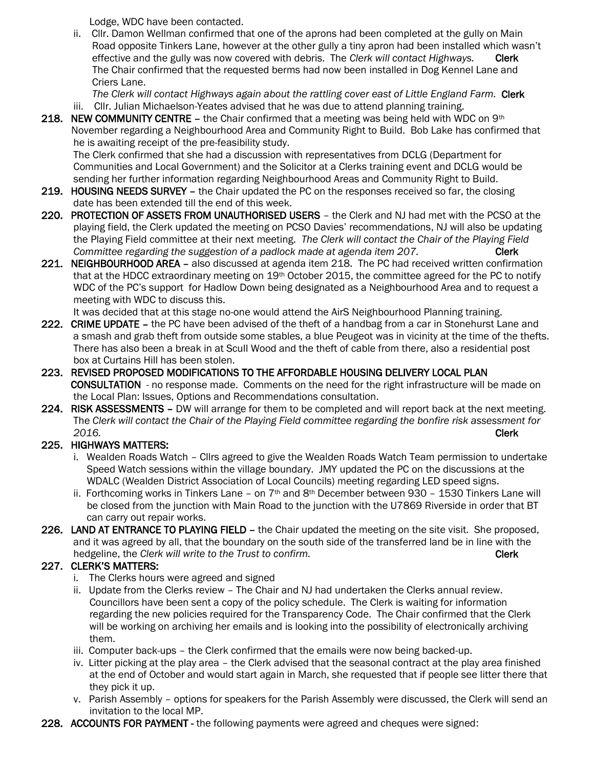Lodge, WDC have been contacted.

ii. Cllr. Damon Wellman confirmed that one of the aprons had been completed at the gully on Main Road opposite Tinkers Lane, however at the other gully a tiny apron had been installed which wasn't effective and the gully was now covered with debris. The *Clerk will contact Highways.* **Clerk**
   The Chair confirmed that the requested berms had now been installed in Dog Kennel Lane and Criers Lane.
   *The Clerk will contact Highways again about the rattling cover east of Little England Farm.* **Clerk**

iii. Cllr. Julian Michaelson-Yeates advised that he was due to attend planning training.

**218. NEW COMMUNITY CENTRE** – the Chair confirmed that a meeting was being held with WDC on 9th November regarding a Neighbourhood Area and Community Right to Build. Bob Lake has confirmed that he is awaiting receipt of the pre-feasibility study.
The Clerk confirmed that she had a discussion with representatives from DCLG (Department for Communities and Local Government) and the Solicitor at a Clerks training event and DCLG would be sending her further information regarding Neighbourhood Areas and Community Right to Build.

**219. HOUSING NEEDS SURVEY** – the Chair updated the PC on the responses received so far, the closing date has been extended till the end of this week.

**220. PROTECTION OF ASSETS FROM UNAUTHORISED USERS** – the Clerk and NJ had met with the PCSO at the playing field, the Clerk updated the meeting on PCSO Davies' recommendations, NJ will also be updating the Playing Field committee at their next meeting. *The Clerk will contact the Chair of the Playing Field Committee regarding the suggestion of a padlock made at agenda item 207.* **Clerk**

**221. NEIGHBOURHOOD AREA** – also discussed at agenda item 218. The PC had received written confirmation that at the HDCC extraordinary meeting on 19th October 2015, the committee agreed for the PC to notify WDC of the PC's support for Hadlow Down being designated as a Neighbourhood Area and to request a meeting with WDC to discuss this.
It was decided that at this stage no-one would attend the AirS Neighbourhood Planning training.

**222. CRIME UPDATE** – the PC have been advised of the theft of a handbag from a car in Stonehurst Lane and a smash and grab theft from outside some stables, a blue Peugeot was in vicinity at the time of the thefts. There has also been a break in at Scull Wood and the theft of cable from there, also a residential post box at Curtains Hill has been stolen.

**223. REVISED PROPOSED MODIFICATIONS TO THE AFFORDABLE HOUSING DELIVERY LOCAL PLAN CONSULTATION** - no response made. Comments on the need for the right infrastructure will be made on the Local Plan: Issues, Options and Recommendations consultation.

**224. RISK ASSESSMENTS** – DW will arrange for them to be completed and will report back at the next meeting. The *Clerk will contact the Chair of the Playing Field committee regarding the bonfire risk assessment for 2016.* **Clerk**

**225. HIGHWAYS MATTERS:**

i. Wealden Roads Watch – Cllrs agreed to give the Wealden Roads Watch Team permission to undertake Speed Watch sessions within the village boundary. JMY updated the PC on the discussions at the WDALC (Wealden District Association of Local Councils) meeting regarding LED speed signs.

ii. Forthcoming works in Tinkers Lane – on 7th and 8th December between 930 – 1530 Tinkers Lane will be closed from the junction with Main Road to the junction with the U7869 Riverside in order that BT can carry out repair works.

**226. LAND AT ENTRANCE TO PLAYING FIELD** – the Chair updated the meeting on the site visit. She proposed, and it was agreed by all, that the boundary on the south side of the transferred land be in line with the hedgeline, the *Clerk will write to the Trust to confirm.* **Clerk**

**227. CLERK'S MATTERS:**

i. The Clerks hours were agreed and signed

ii. Update from the Clerks review – The Chair and NJ had undertaken the Clerks annual review. Councillors have been sent a copy of the policy schedule. The Clerk is waiting for information regarding the new policies required for the Transparency Code. The Chair confirmed that the Clerk will be working on archiving her emails and is looking into the possibility of electronically archiving them.

iii. Computer back-ups – the Clerk confirmed that the emails were now being backed-up.

iv. Litter picking at the play area – the Clerk advised that the seasonal contract at the play area finished at the end of October and would start again in March, she requested that if people see litter there that they pick it up.

v. Parish Assembly – options for speakers for the Parish Assembly were discussed, the Clerk will send an invitation to the local MP.

**228. ACCOUNTS FOR PAYMENT** - the following payments were agreed and cheques were signed: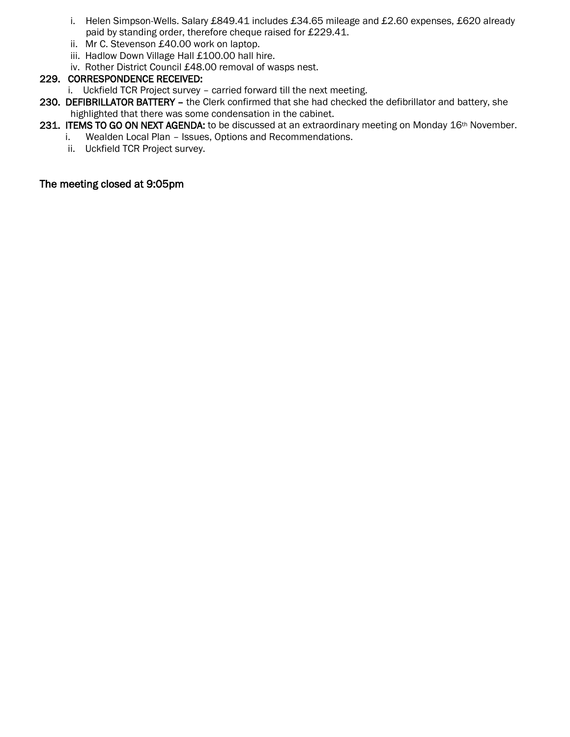i. Helen Simpson-Wells. Salary £849.41 includes £34.65 mileage and £2.60 expenses, £620 already paid by standing order, therefore cheque raised for £229.41.
ii. Mr C. Stevenson £40.00 work on laptop.
iii. Hadlow Down Village Hall £100.00 hall hire.
iv. Rother District Council £48.00 removal of wasps nest.

**229. CORRESPONDENCE RECEIVED:**

i. Uckfield TCR Project survey – carried forward till the next meeting.

**230. DEFIBRILLATOR BATTERY –** the Clerk confirmed that she had checked the defibrillator and battery, she highlighted that there was some condensation in the cabinet.

**231. ITEMS TO GO ON NEXT AGENDA:** to be discussed at an extraordinary meeting on Monday 16th November.

i. Wealden Local Plan – Issues, Options and Recommendations.
ii. Uckfield TCR Project survey.

The meeting closed at 9:05pm